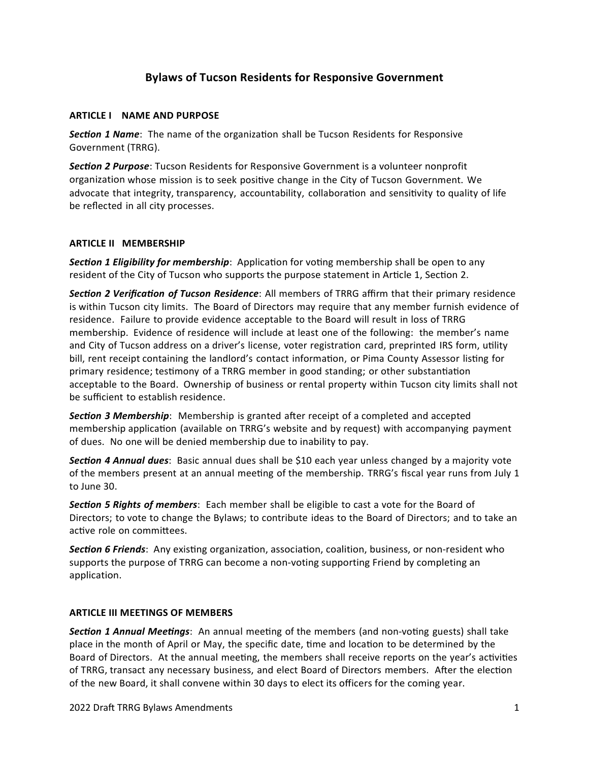# Bylaws of Tucson Residents for Responsive Government

## ARTICLE I NAME AND PURPOSE

***Section 1 Name***: The name of the organization shall be Tucson Residents for Responsive Government (TRRG).

***Section 2 Purpose***: Tucson Residents for Responsive Government is a volunteer nonprofit organization whose mission is to seek positive change in the City of Tucson Government. We advocate that integrity, transparency, accountability, collaboration and sensitivity to quality of life be reflected in all city processes.

## ARTICLE II MEMBERSHIP

***Section 1 Eligibility for membership***: Application for voting membership shall be open to any resident of the City of Tucson who supports the purpose statement in Article 1, Section 2.

***Section 2 Verification of Tucson Residence***: All members of TRRG affirm that their primary residence is within Tucson city limits. The Board of Directors may require that any member furnish evidence of residence. Failure to provide evidence acceptable to the Board will result in loss of TRRG membership. Evidence of residence will include at least one of the following: the member's name and City of Tucson address on a driver's license, voter registration card, preprinted IRS form, utility bill, rent receipt containing the landlord's contact information, or Pima County Assessor listing for primary residence; testimony of a TRRG member in good standing; or other substantiation acceptable to the Board. Ownership of business or rental property within Tucson city limits shall not be sufficient to establish residence.

***Section 3 Membership***: Membership is granted after receipt of a completed and accepted membership application (available on TRRG's website and by request) with accompanying payment of dues. No one will be denied membership due to inability to pay.

***Section 4 Annual dues***: Basic annual dues shall be $10 each year unless changed by a majority vote of the members present at an annual meeting of the membership. TRRG's fiscal year runs from July 1 to June 30.

***Section 5 Rights of members***: Each member shall be eligible to cast a vote for the Board of Directors; to vote to change the Bylaws; to contribute ideas to the Board of Directors; and to take an active role on committees.

***Section 6 Friends***: Any existing organization, association, coalition, business, or non-resident who supports the purpose of TRRG can become a non-voting supporting Friend by completing an application.

## ARTICLE III MEETINGS OF MEMBERS

***Section 1 Annual Meetings***: An annual meeting of the members (and non-voting guests) shall take place in the month of April or May, the specific date, time and location to be determined by the Board of Directors. At the annual meeting, the members shall receive reports on the year's activities of TRRG, transact any necessary business, and elect Board of Directors members. After the election of the new Board, it shall convene within 30 days to elect its officers for the coming year.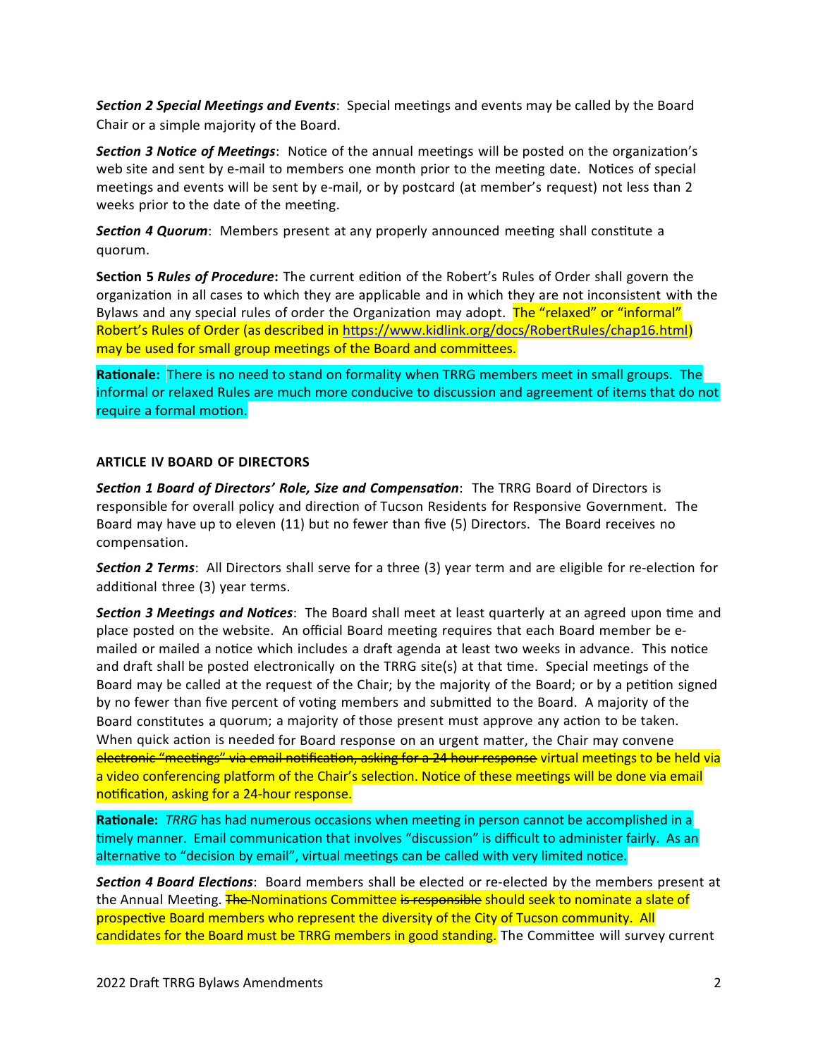***Section 2 Special Meetings and Events***: Special meetings and events may be called by the Board Chair or a simple majority of the Board.

***Section 3 Notice of Meetings***: Notice of the annual meetings will be posted on the organization's web site and sent by e-mail to members one month prior to the meeting date. Notices of special meetings and events will be sent by e-mail, or by postcard (at member's request) not less than 2 weeks prior to the date of the meeting.

***Section 4 Quorum***: Members present at any properly announced meeting shall constitute a quorum.

**Section 5 *Rules of Procedure*:** The current edition of the Robert's Rules of Order shall govern the organization in all cases to which they are applicable and in which they are not inconsistent with the Bylaws and any special rules of order the Organization may adopt. The "relaxed" or "informal" Robert's Rules of Order (as described in https://www.kidlink.org/docs/RobertRules/chap16.html) may be used for small group meetings of the Board and committees.

**Rationale:** There is no need to stand on formality when TRRG members meet in small groups. The informal or relaxed Rules are much more conducive to discussion and agreement of items that do not require a formal motion.

**ARTICLE IV BOARD OF DIRECTORS**

***Section 1 Board of Directors' Role, Size and Compensation***: The TRRG Board of Directors is responsible for overall policy and direction of Tucson Residents for Responsive Government. The Board may have up to eleven (11) but no fewer than five (5) Directors. The Board receives no compensation.

***Section 2 Terms***: All Directors shall serve for a three (3) year term and are eligible for re-election for additional three (3) year terms.

***Section 3 Meetings and Notices***: The Board shall meet at least quarterly at an agreed upon time and place posted on the website. An official Board meeting requires that each Board member be e-mailed or mailed a notice which includes a draft agenda at least two weeks in advance. This notice and draft shall be posted electronically on the TRRG site(s) at that time. Special meetings of the Board may be called at the request of the Chair; by the majority of the Board; or by a petition signed by no fewer than five percent of voting members and submitted to the Board. A majority of the Board constitutes a quorum; a majority of those present must approve any action to be taken. When quick action is needed for Board response on an urgent matter, the Chair may convene ~~electronic "meetings" via email notification, asking for a 24 hour response~~ virtual meetings to be held via a video conferencing platform of the Chair's selection. Notice of these meetings will be done via email notification, asking for a 24-hour response.

**Rationale:** *TRRG* has had numerous occasions when meeting in person cannot be accomplished in a timely manner. Email communication that involves "discussion" is difficult to administer fairly. As an alternative to "decision by email", virtual meetings can be called with very limited notice.

***Section 4 Board Elections***: Board members shall be elected or re-elected by the members present at the Annual Meeting. ~~The~~ Nominations Committee ~~is responsible~~ should seek to nominate a slate of prospective Board members who represent the diversity of the City of Tucson community. All candidates for the Board must be TRRG members in good standing. The Committee will survey current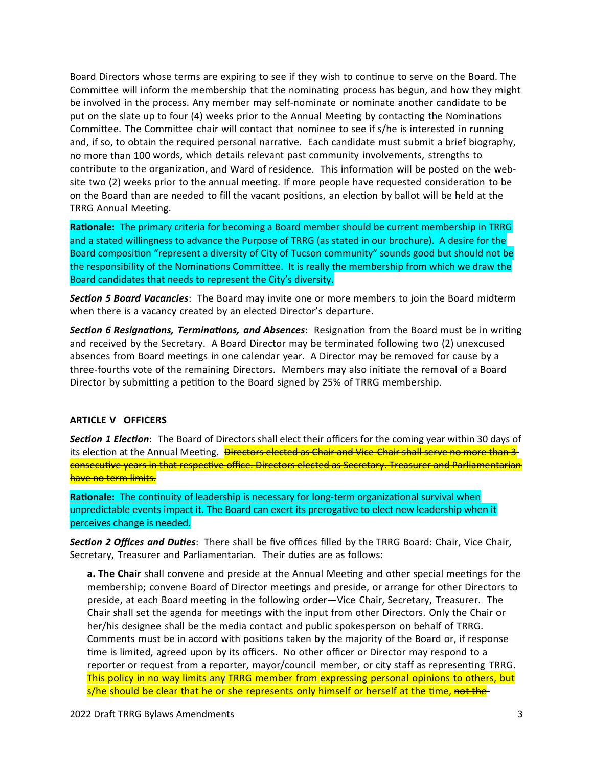Board Directors whose terms are expiring to see if they wish to continue to serve on the Board. The Committee will inform the membership that the nominating process has begun, and how they might be involved in the process. Any member may self-nominate or nominate another candidate to be put on the slate up to four (4) weeks prior to the Annual Meeting by contacting the Nominations Committee. The Committee chair will contact that nominee to see if s/he is interested in running and, if so, to obtain the required personal narrative. Each candidate must submit a brief biography, no more than 100 words, which details relevant past community involvements, strengths to contribute to the organization, and Ward of residence. This information will be posted on the web-site two (2) weeks prior to the annual meeting. If more people have requested consideration to be on the Board than are needed to fill the vacant positions, an election by ballot will be held at the TRRG Annual Meeting.

**Rationale:** The primary criteria for becoming a Board member should be current membership in TRRG and a stated willingness to advance the Purpose of TRRG (as stated in our brochure). A desire for the Board composition "represent a diversity of City of Tucson community" sounds good but should not be the responsibility of the Nominations Committee. It is really the membership from which we draw the Board candidates that needs to represent the City's diversity.

***Section 5 Board Vacancies***: The Board may invite one or more members to join the Board midterm when there is a vacancy created by an elected Director's departure.

***Section 6 Resignations, Terminations, and Absences***: Resignation from the Board must be in writing and received by the Secretary. A Board Director may be terminated following two (2) unexcused absences from Board meetings in one calendar year. A Director may be removed for cause by a three-fourths vote of the remaining Directors. Members may also initiate the removal of a Board Director by submitting a petition to the Board signed by 25% of TRRG membership.

## ARTICLE V OFFICERS

***Section 1 Election***: The Board of Directors shall elect their officers for the coming year within 30 days of its election at the Annual Meeting. ~~Directors elected as Chair and Vice-Chair shall serve no more than 3 consecutive years in that respective office. Directors elected as Secretary. Treasurer and Parliamentarian have no term limits.~~

**Rationale:** The continuity of leadership is necessary for long-term organizational survival when unpredictable events impact it. The Board can exert its prerogative to elect new leadership when it perceives change is needed.

***Section 2 Offices and Duties***: There shall be five offices filled by the TRRG Board: Chair, Vice Chair, Secretary, Treasurer and Parliamentarian. Their duties are as follows:

**a. The Chair** shall convene and preside at the Annual Meeting and other special meetings for the membership; convene Board of Director meetings and preside, or arrange for other Directors to preside, at each Board meeting in the following order—Vice Chair, Secretary, Treasurer. The Chair shall set the agenda for meetings with the input from other Directors. Only the Chair or her/his designee shall be the media contact and public spokesperson on behalf of TRRG. Comments must be in accord with positions taken by the majority of the Board or, if response time is limited, agreed upon by its officers. No other officer or Director may respond to a reporter or request from a reporter, mayor/council member, or city staff as representing TRRG. This policy in no way limits any TRRG member from expressing personal opinions to others, but s/he should be clear that he or she represents only himself or herself at the time, ~~not the~~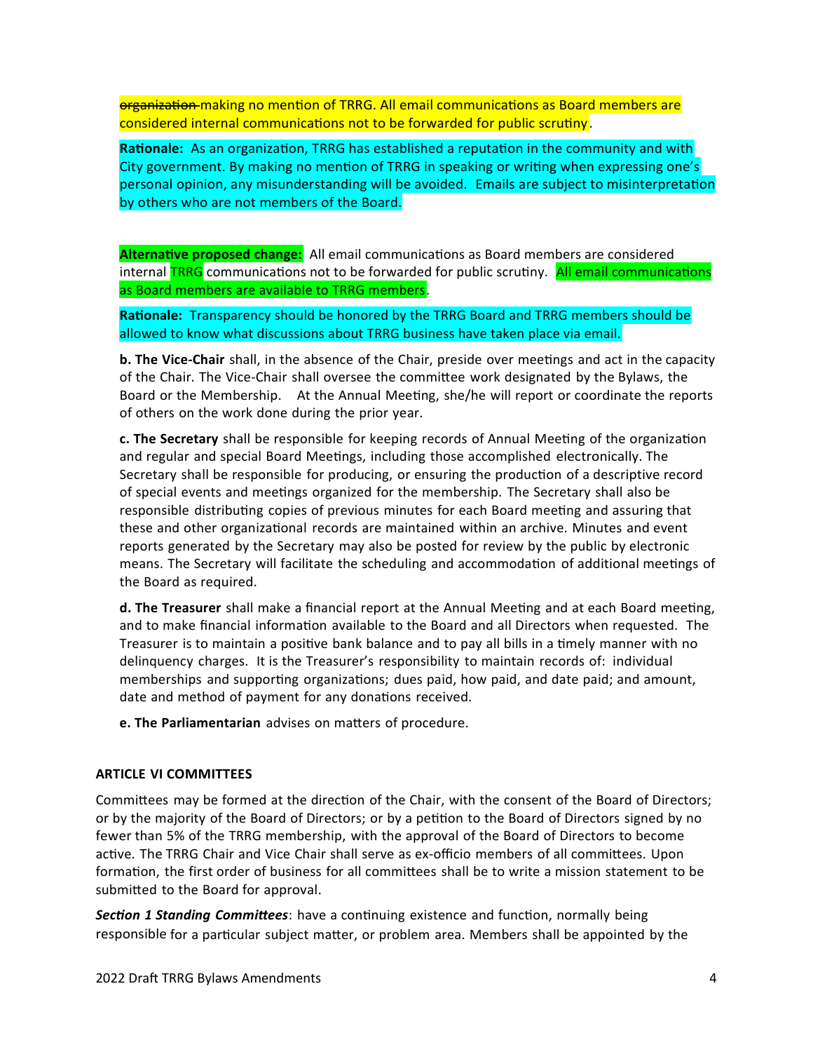~~organization~~ making no mention of TRRG. All email communications as Board members are considered internal communications not to be forwarded for public scrutiny.

**Rationale:** As an organization, TRRG has established a reputation in the community and with City government. By making no mention of TRRG in speaking or writing when expressing one's personal opinion, any misunderstanding will be avoided. Emails are subject to misinterpretation by others who are not members of the Board.

**Alternative proposed change:** All email communications as Board members are considered internal TRRG communications not to be forwarded for public scrutiny. All email communications as Board members are available to TRRG members.

**Rationale:** Transparency should be honored by the TRRG Board and TRRG members should be allowed to know what discussions about TRRG business have taken place via email.

**b. The Vice-Chair** shall, in the absence of the Chair, preside over meetings and act in the capacity of the Chair. The Vice-Chair shall oversee the committee work designated by the Bylaws, the Board or the Membership. At the Annual Meeting, she/he will report or coordinate the reports of others on the work done during the prior year.

**c. The Secretary** shall be responsible for keeping records of Annual Meeting of the organization and regular and special Board Meetings, including those accomplished electronically. The Secretary shall be responsible for producing, or ensuring the production of a descriptive record of special events and meetings organized for the membership. The Secretary shall also be responsible distributing copies of previous minutes for each Board meeting and assuring that these and other organizational records are maintained within an archive. Minutes and event reports generated by the Secretary may also be posted for review by the public by electronic means. The Secretary will facilitate the scheduling and accommodation of additional meetings of the Board as required.

**d. The Treasurer** shall make a financial report at the Annual Meeting and at each Board meeting, and to make financial information available to the Board and all Directors when requested. The Treasurer is to maintain a positive bank balance and to pay all bills in a timely manner with no delinquency charges. It is the Treasurer's responsibility to maintain records of: individual memberships and supporting organizations; dues paid, how paid, and date paid; and amount, date and method of payment for any donations received.

**e. The Parliamentarian** advises on matters of procedure.

## ARTICLE VI COMMITTEES

Committees may be formed at the direction of the Chair, with the consent of the Board of Directors; or by the majority of the Board of Directors; or by a petition to the Board of Directors signed by no fewer than 5% of the TRRG membership, with the approval of the Board of Directors to become active. The TRRG Chair and Vice Chair shall serve as ex-officio members of all committees. Upon formation, the first order of business for all committees shall be to write a mission statement to be submitted to the Board for approval.

***Section 1 Standing Committees***: have a continuing existence and function, normally being responsible for a particular subject matter, or problem area. Members shall be appointed by the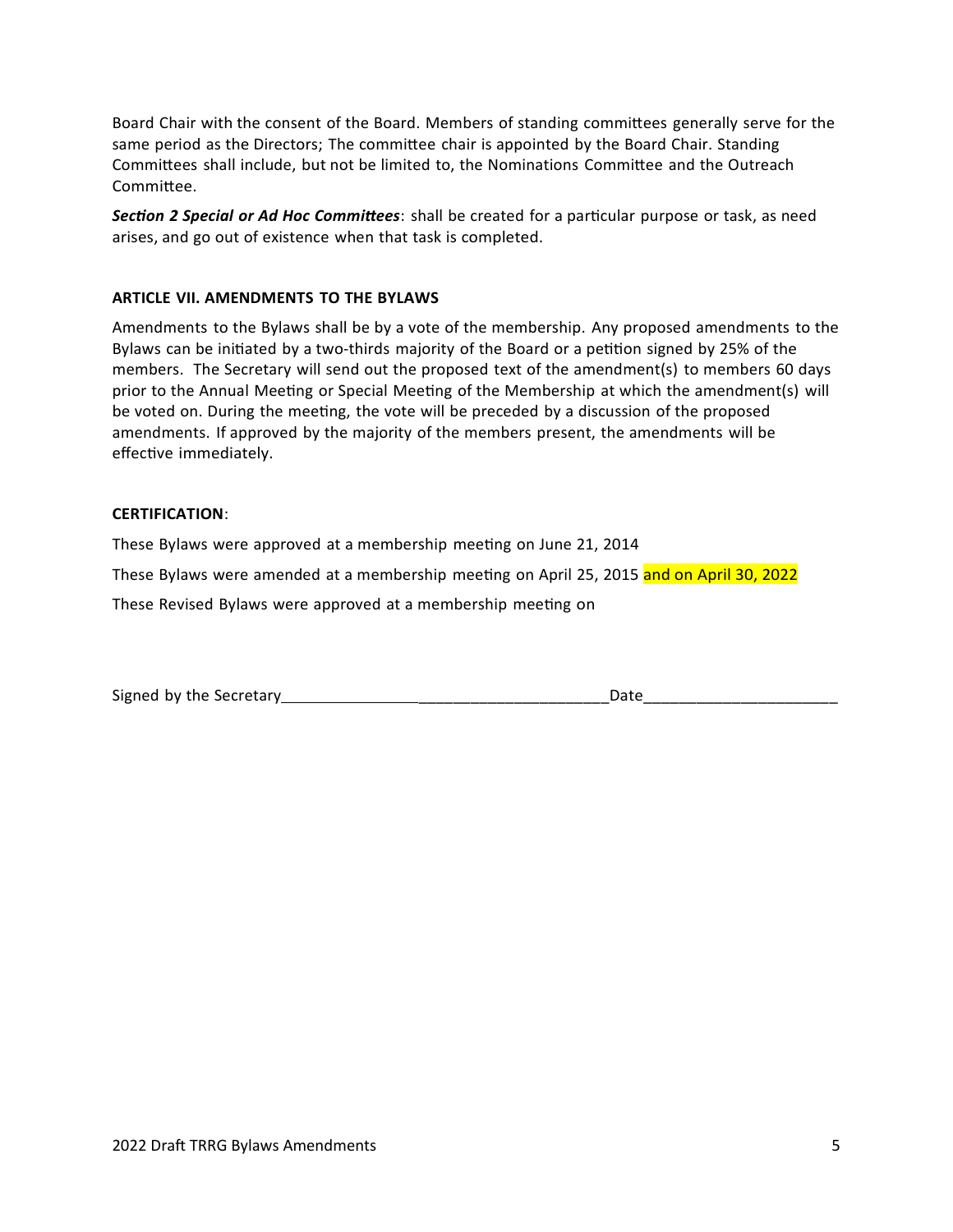Board Chair with the consent of the Board. Members of standing committees generally serve for the same period as the Directors; The committee chair is appointed by the Board Chair. Standing Committees shall include, but not be limited to, the Nominations Committee and the Outreach Committee.

***Section 2 Special or Ad Hoc Committees***: shall be created for a particular purpose or task, as need arises, and go out of existence when that task is completed.

**ARTICLE VII. AMENDMENTS TO THE BYLAWS**

Amendments to the Bylaws shall be by a vote of the membership. Any proposed amendments to the Bylaws can be initiated by a two-thirds majority of the Board or a petition signed by 25% of the members. The Secretary will send out the proposed text of the amendment(s) to members 60 days prior to the Annual Meeting or Special Meeting of the Membership at which the amendment(s) will be voted on. During the meeting, the vote will be preceded by a discussion of the proposed amendments. If approved by the majority of the members present, the amendments will be effective immediately.

**CERTIFICATION**:

These Bylaws were approved at a membership meeting on June 21, 2014

These Bylaws were amended at a membership meeting on April 25, 2015 and on April 30, 2022

These Revised Bylaws were approved at a membership meeting on

Signed by the Secretary_____________________________________Date______________________